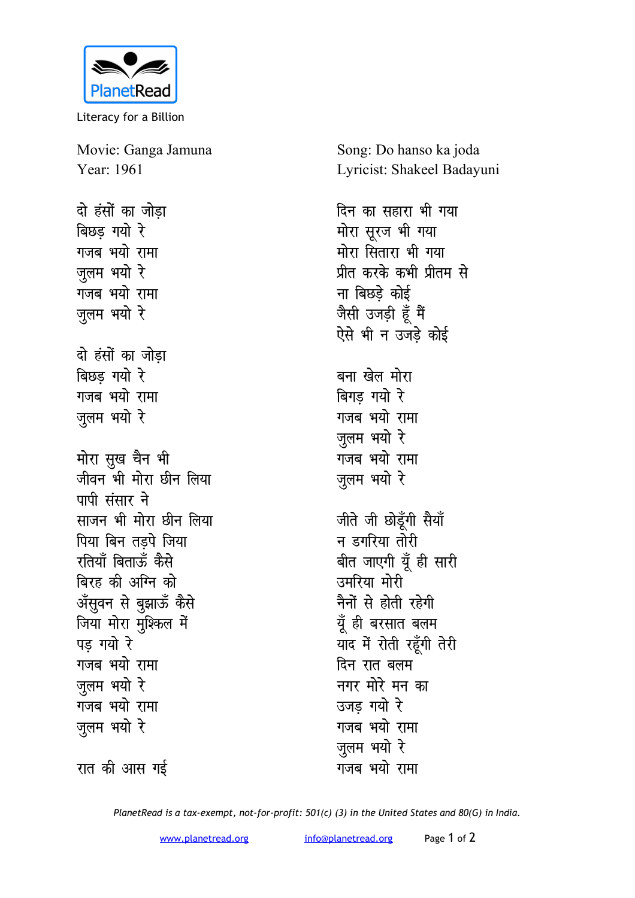PlanetRead

Literacy for a Billion

Movie: Ganga Jamuna
Year: 1961

Song: Do hanso ka joda
Lyricist: Shakeel Badayuni

दो हंसों का जोड़ा
बिछड़ गयो रे
गजब भयो रामा
जुलम भयो रे
गजब भयो रामा
जुलम भयो रे

दो हंसों का जोड़ा
बिछड़ गयो रे
गजब भयो रामा
जुलम भयो रे

मोरा सुख चैन भी
जीवन भी मोरा छीन लिया
पापी संसार ने
साजन भी मोरा छीन लिया
पिया बिन तड़पे जिया
रतियाँ बिताऊँ कैसे
बिरह की अग्नि को
अँसुवन से बुझाऊँ कैसे
जिया मोरा मुश्किल में
पड़ गयो रे
गजब भयो रामा
जुलम भयो रे
गजब भयो रामा
जुलम भयो रे

रात की आस गई
दिन का सहारा भी गया
मोरा सूरज भी गया
मोरा सितारा भी गया
प्रीत करके कभी प्रीतम से
ना बिछड़े कोई
जैसी उजड़ी हूँ मैं
ऐसे भी न उजड़े कोई

बना खेल मोरा
बिगड़ गयो रे
गजब भयो रामा
जुलम भयो रे
गजब भयो रामा
जुलम भयो रे

जीते जी छोड़ूँगी सैयाँ
न डगरिया तोरी
बीत जाएगी यूँ ही सारी
उमरिया मोरी
नैनों से होती रहेगी
यूँ ही बरसात बलम
याद में रोती रहूँगी तेरी
दिन रात बलम
नगर मोरे मन का
उजड़ गयो रे
गजब भयो रामा
जुलम भयो रे
गजब भयो रामा

*PlanetRead is a tax-exempt, not-for-profit: 501(c) (3) in the United States and 80(G) in India.*

www.planetread.org    info@planetread.org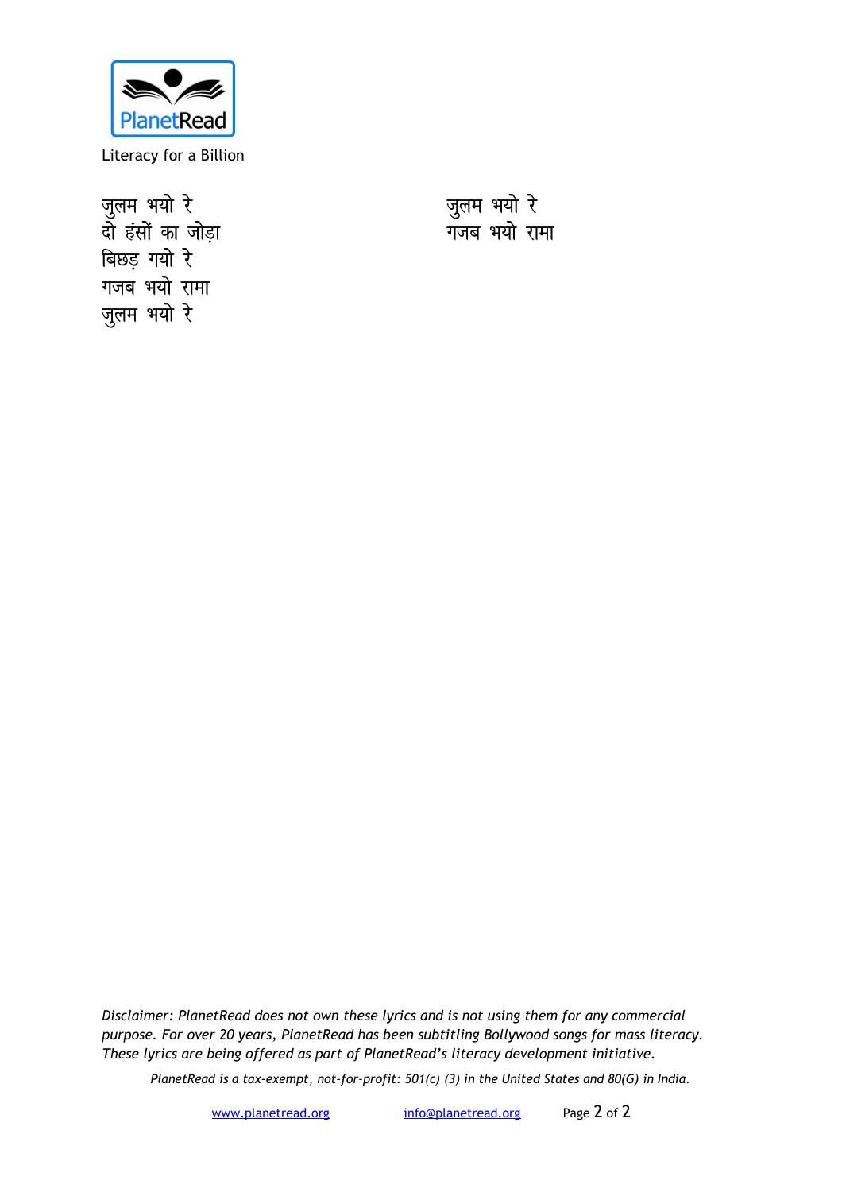जुलम भयो रे
दो हंसों का जोड़ा
बिछड़ गयो रे
गजब भयो रामा
जुलम भयो रे

जुलम भयो रे
गजब भयो रामा

*Disclaimer: PlanetRead does not own these lyrics and is not using them for any commercial purpose. For over 20 years, PlanetRead has been subtitling Bollywood songs for mass literacy. These lyrics are being offered as part of PlanetRead's literacy development initiative.*

*PlanetRead is a tax-exempt, not-for-profit: 501(c) (3) in the United States and 80(G) in India.*

www.planetread.org info@planetread.org